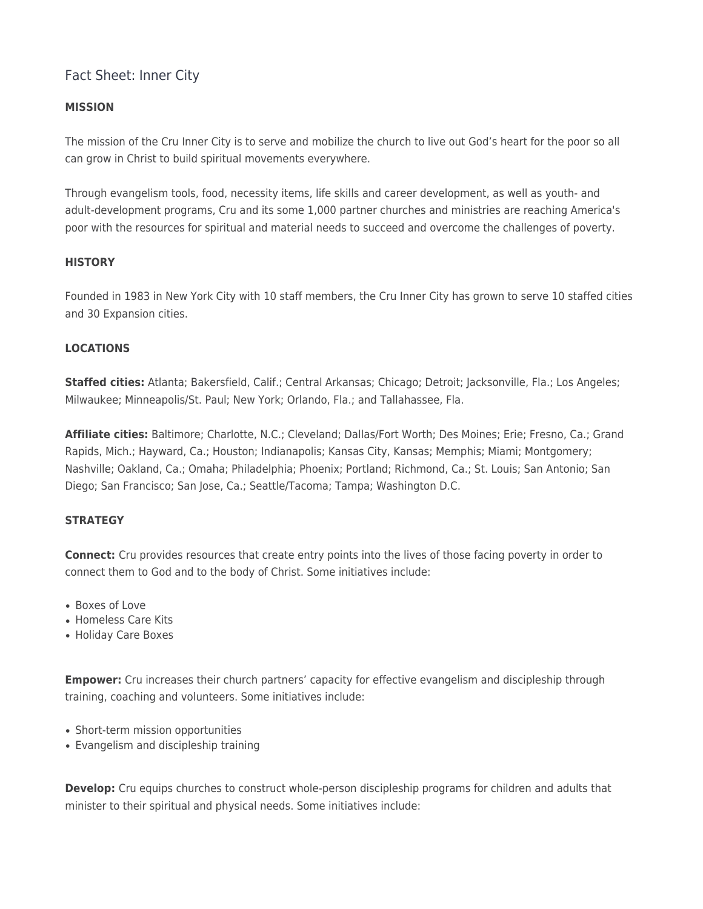# Fact Sheet: Inner City

**MISSION**

The mission of the Cru Inner City is to serve and mobilize the church to live out God's heart for the poor so all can grow in Christ to build spiritual movements everywhere.

Through evangelism tools, food, necessity items, life skills and career development, as well as youth- and adult-development programs, Cru and its some 1,000 partner churches and ministries are reaching America's poor with the resources for spiritual and material needs to succeed and overcome the challenges of poverty.

**HISTORY**

Founded in 1983 in New York City with 10 staff members, the Cru Inner City has grown to serve 10 staffed cities and 30 Expansion cities.

**LOCATIONS**

**Staffed cities:** Atlanta; Bakersfield, Calif.; Central Arkansas; Chicago; Detroit; Jacksonville, Fla.; Los Angeles; Milwaukee; Minneapolis/St. Paul; New York; Orlando, Fla.; and Tallahassee, Fla.

**Affiliate cities:** Baltimore; Charlotte, N.C.; Cleveland; Dallas/Fort Worth; Des Moines; Erie; Fresno, Ca.; Grand Rapids, Mich.; Hayward, Ca.; Houston; Indianapolis; Kansas City, Kansas; Memphis; Miami; Montgomery; Nashville; Oakland, Ca.; Omaha; Philadelphia; Phoenix; Portland; Richmond, Ca.; St. Louis; San Antonio; San Diego; San Francisco; San Jose, Ca.; Seattle/Tacoma; Tampa; Washington D.C.

**STRATEGY**

**Connect:** Cru provides resources that create entry points into the lives of those facing poverty in order to connect them to God and to the body of Christ. Some initiatives include:

- Boxes of Love
- Homeless Care Kits
- Holiday Care Boxes

**Empower:** Cru increases their church partners' capacity for effective evangelism and discipleship through training, coaching and volunteers. Some initiatives include:

- Short-term mission opportunities
- Evangelism and discipleship training

**Develop:** Cru equips churches to construct whole-person discipleship programs for children and adults that minister to their spiritual and physical needs. Some initiatives include: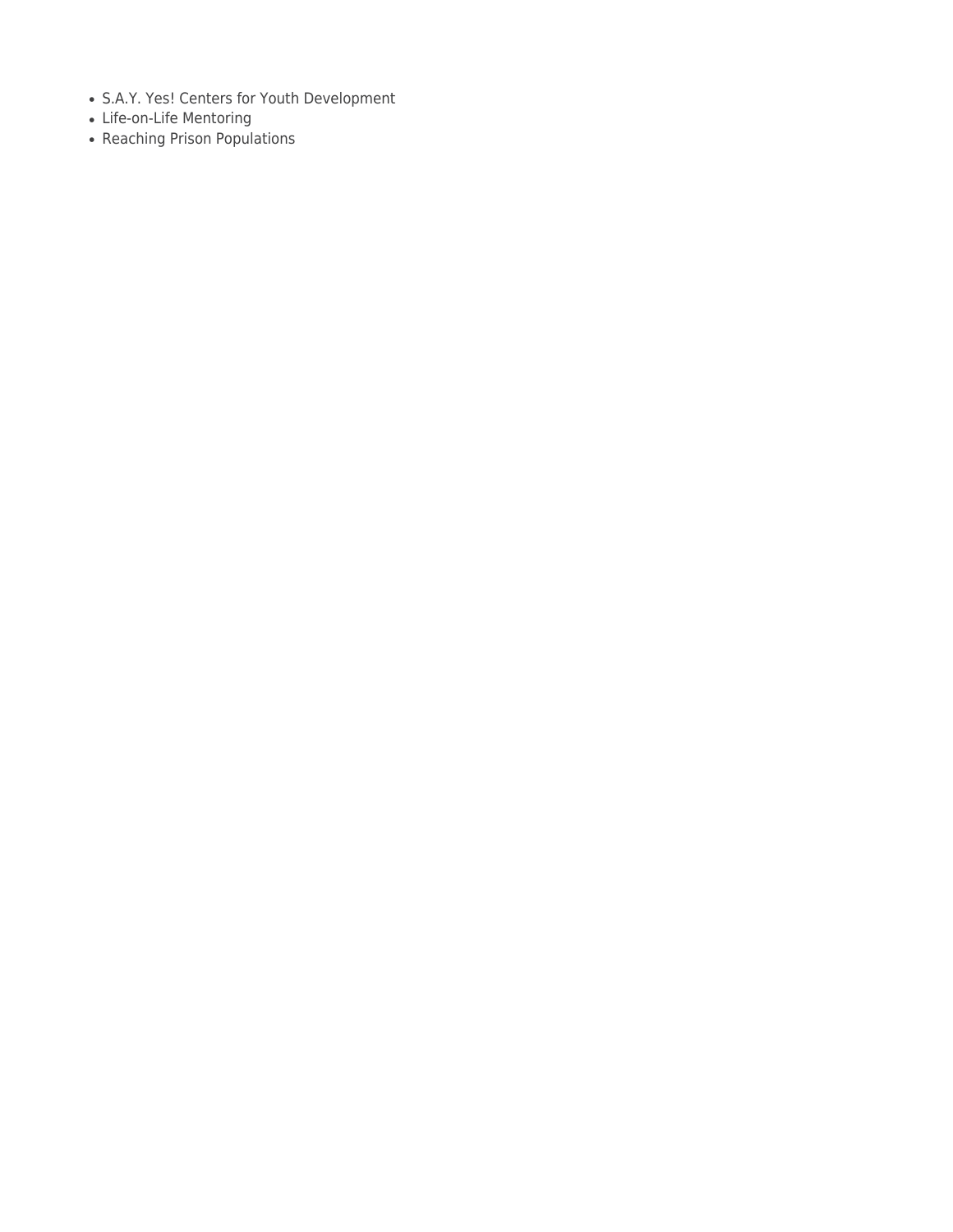- S.A.Y. Yes! Centers for Youth Development
- Life-on-Life Mentoring
- Reaching Prison Populations